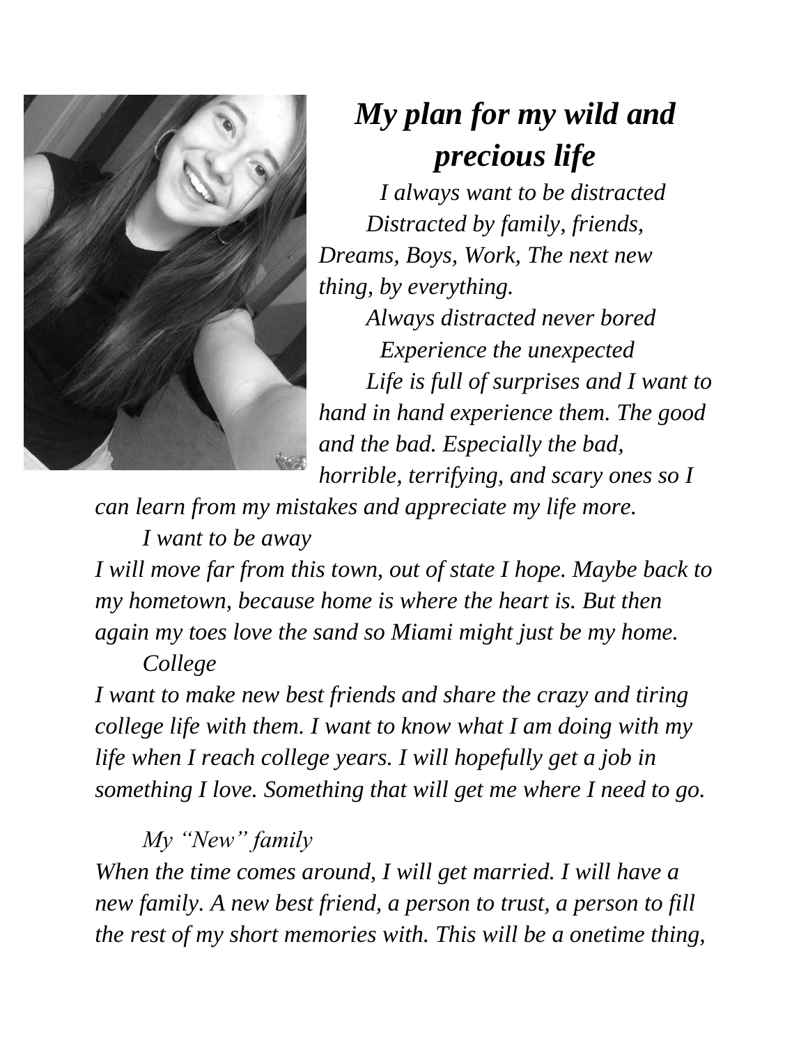# *My plan for my wild and precious life*

*I always want to be distracted*

*Distracted by family, friends, Dreams, Boys, Work, The next new thing, by everything.*

*Always distracted never bored*

*Experience the unexpected*

*Life is full of surprises and I want to hand in hand experience them. The good and the bad. Especially the bad, horrible, terrifying, and scary ones so I can learn from my mistakes and appreciate my life more.*

*I want to be away*

*I will move far from this town, out of state I hope. Maybe back to my hometown, because home is where the heart is. But then again my toes love the sand so Miami might just be my home.*

*College*

*I want to make new best friends and share the crazy and tiring college life with them. I want to know what I am doing with my life when I reach college years. I will hopefully get a job in something I love. Something that will get me where I need to go.*

*My "New" family*

*When the time comes around, I will get married. I will have a new family. A new best friend, a person to trust, a person to fill the rest of my short memories with. This will be a onetime thing,*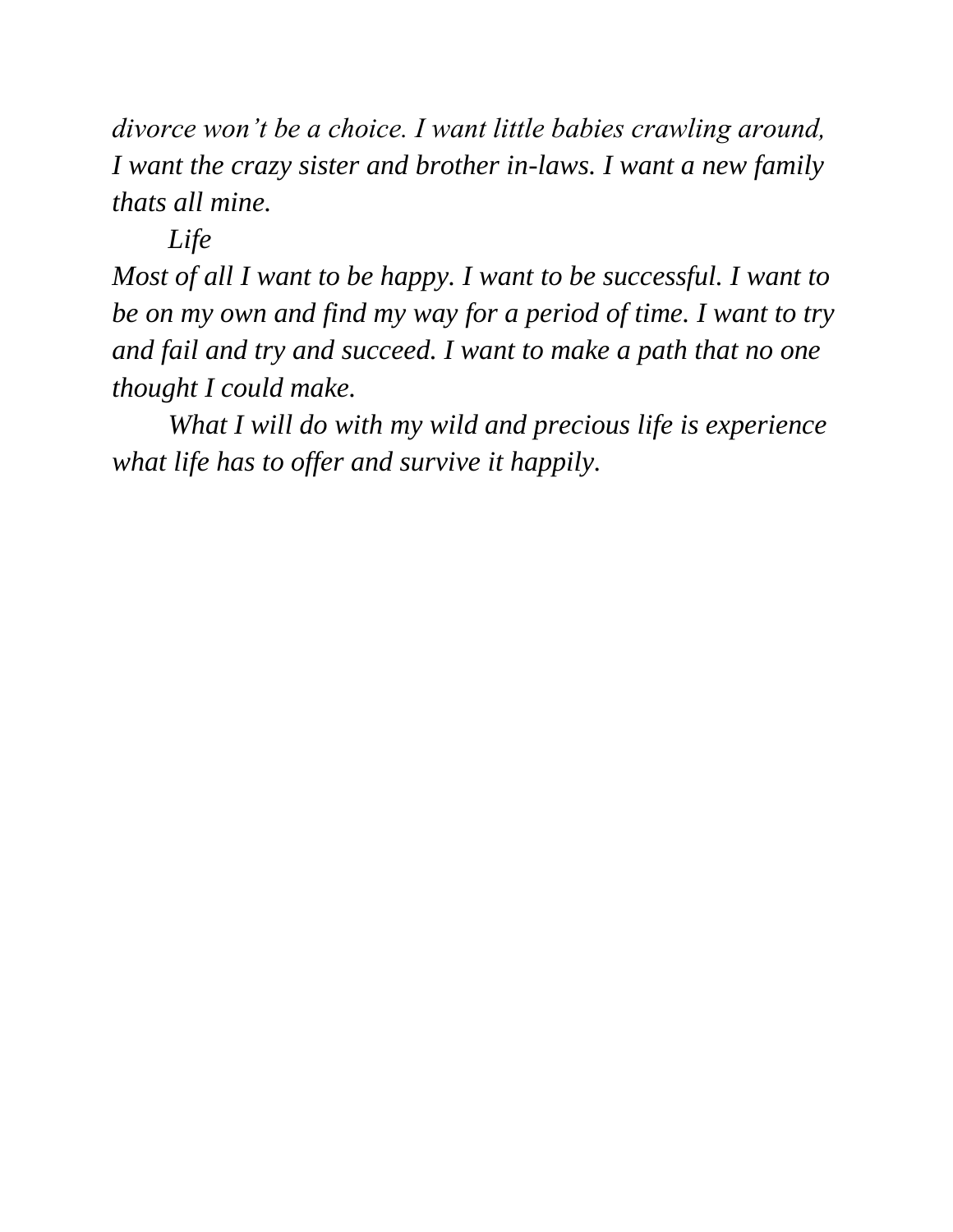*divorce won't be a choice. I want little babies crawling around, I want the crazy sister and brother in-laws. I want a new family thats all mine.*

*Life*

*Most of all I want to be happy. I want to be successful. I want to be on my own and find my way for a period of time. I want to try and fail and try and succeed. I want to make a path that no one thought I could make.*

*What I will do with my wild and precious life is experience what life has to offer and survive it happily.*